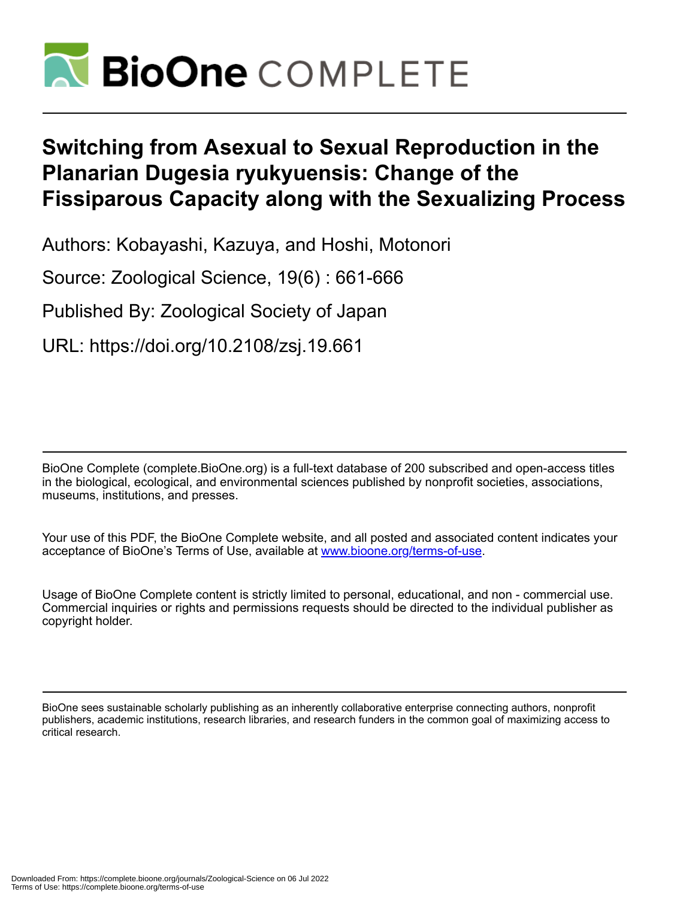# Switching from Asexual to Sexual Reproduction in the Planarian Dugesia ryukyuensis: Change of the Fissiparous Capacity along with the Sexualizing Process

Authors: Kobayashi, Kazuya, and Hoshi, Motonori

Source: Zoological Science, 19(6) : 661-666

Published By: Zoological Society of Japan

URL: https://doi.org/10.2108/zsj.19.661

BioOne Complete (complete.BioOne.org) is a full-text database of 200 subscribed and open-access titles in the biological, ecological, and environmental sciences published by nonprofit societies, associations, museums, institutions, and presses.

Your use of this PDF, the BioOne Complete website, and all posted and associated content indicates your acceptance of BioOne's Terms of Use, available at www.bioone.org/terms-of-use.

Usage of BioOne Complete content is strictly limited to personal, educational, and non - commercial use. Commercial inquiries or rights and permissions requests should be directed to the individual publisher as copyright holder.

BioOne sees sustainable scholarly publishing as an inherently collaborative enterprise connecting authors, nonprofit publishers, academic institutions, research libraries, and research funders in the common goal of maximizing access to critical research.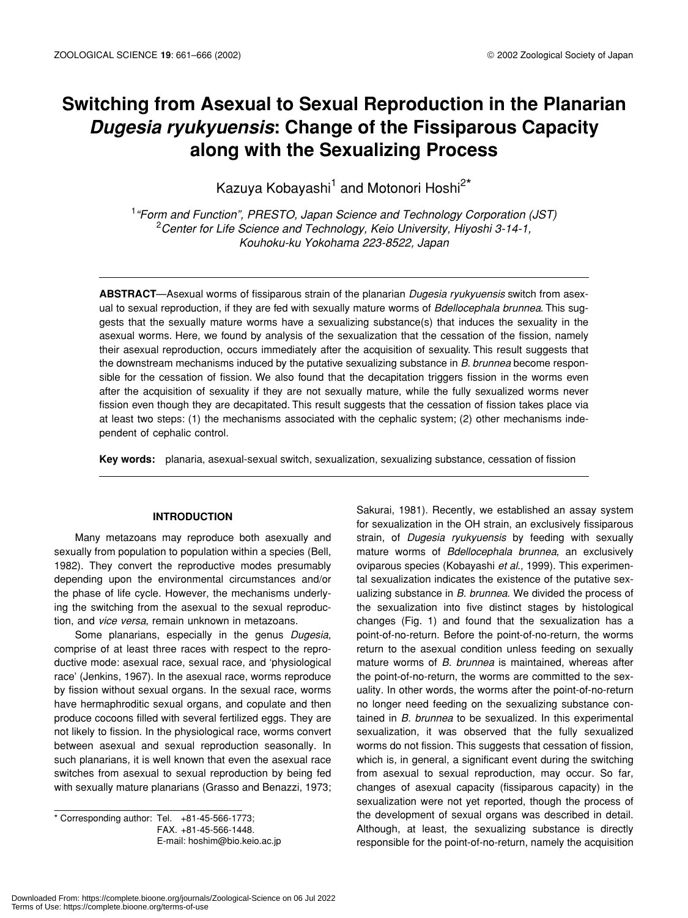# Switching from Asexual to Sexual Reproduction in the Planarian *Dugesia ryukyuensis*: Change of the Fissiparous Capacity along with the Sexualizing Process

Kazuya Kobayashi[1] and Motonori Hoshi[2]*

[1]*"Form and Function", PRESTO, Japan Science and Technology Corporation (JST)*
[2]*Center for Life Science and Technology, Keio University, Hiyoshi 3-14-1, Kouhoku-ku Yokohama 223-8522, Japan*

**ABSTRACT**—Asexual worms of fissiparous strain of the planarian *Dugesia ryukyuensis* switch from asexual to sexual reproduction, if they are fed with sexually mature worms of *Bdellocephala brunnea*. This suggests that the sexually mature worms have a sexualizing substance(s) that induces the sexuality in the asexual worms. Here, we found by analysis of the sexualization that the cessation of the fission, namely their asexual reproduction, occurs immediately after the acquisition of sexuality. This result suggests that the downstream mechanisms induced by the putative sexualizing substance in *B. brunnea* become responsible for the cessation of fission. We also found that the decapitation triggers fission in the worms even after the acquisition of sexuality if they are not sexually mature, while the fully sexualized worms never fission even though they are decapitated. This result suggests that the cessation of fission takes place via at least two steps: (1) the mechanisms associated with the cephalic system; (2) other mechanisms independent of cephalic control.

**Key words:** planaria, asexual-sexual switch, sexualization, sexualizing substance, cessation of fission

## INTRODUCTION

Many metazoans may reproduce both asexually and sexually from population to population within a species (Bell, 1982). They convert the reproductive modes presumably depending upon the environmental circumstances and/or the phase of life cycle. However, the mechanisms underlying the switching from the asexual to the sexual reproduction, and *vice versa*, remain unknown in metazoans.

Some planarians, especially in the genus *Dugesia*, comprise of at least three races with respect to the reproductive mode: asexual race, sexual race, and 'physiological race' (Jenkins, 1967). In the asexual race, worms reproduce by fission without sexual organs. In the sexual race, worms have hermaphroditic sexual organs, and copulate and then produce cocoons filled with several fertilized eggs. They are not likely to fission. In the physiological race, worms convert between asexual and sexual reproduction seasonally. In such planarians, it is well known that even the asexual race switches from asexual to sexual reproduction by being fed with sexually mature planarians (Grasso and Benazzi, 1973; Sakurai, 1981). Recently, we established an assay system for sexualization in the OH strain, an exclusively fissiparous strain, of *Dugesia ryukyuensis* by feeding with sexually mature worms of *Bdellocephala brunnea*, an exclusively oviparous species (Kobayashi *et al*., 1999). This experimental sexualization indicates the existence of the putative sexualizing substance in *B. brunnea*. We divided the process of the sexualization into five distinct stages by histological changes (Fig. 1) and found that the sexualization has a point-of-no-return. Before the point-of-no-return, the worms return to the asexual condition unless feeding on sexually mature worms of *B. brunnea* is maintained, whereas after the point-of-no-return, the worms are committed to the sexuality. In other words, the worms after the point-of-no-return no longer need feeding on the sexualizing substance contained in *B. brunnea* to be sexualized. In this experimental sexualization, it was observed that the fully sexualized worms do not fission. This suggests that cessation of fission, which is, in general, a significant event during the switching from asexual to sexual reproduction, may occur. So far, changes of asexual capacity (fissiparous capacity) in the sexualization were not yet reported, though the process of the development of sexual organs was described in detail. Although, at least, the sexualizing substance is directly responsible for the point-of-no-return, namely the acquisition

---

\* Corresponding author: Tel. +81-45-566-1773;
FAX. +81-45-566-1448.
E-mail: hoshim@bio.keio.ac.jp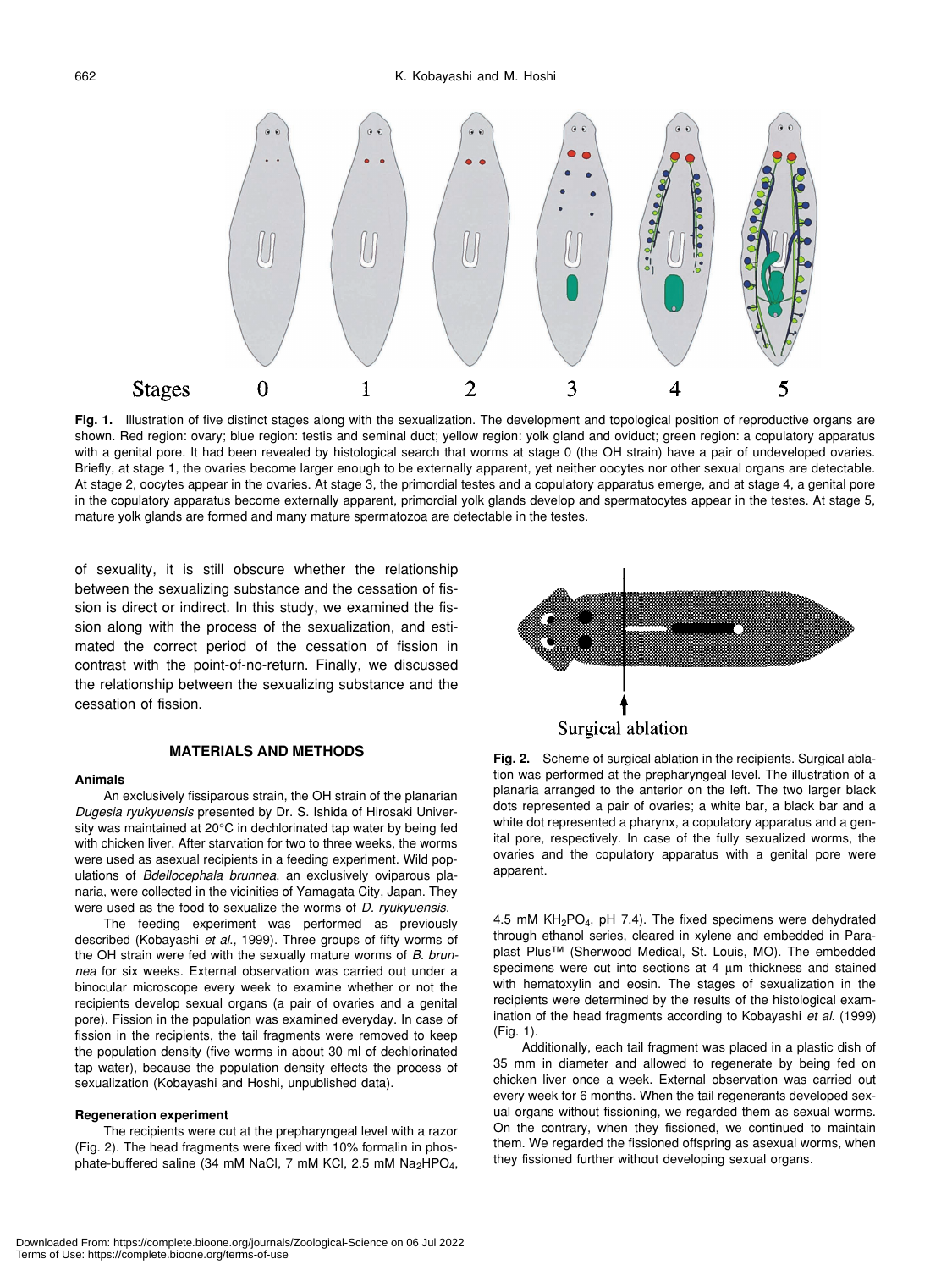Fig. 1. Illustration of five distinct stages along with the sexualization. The development and topological position of reproductive organs are shown. Red region: ovary; blue region: testis and seminal duct; yellow region: yolk gland and oviduct; green region: a copulatory apparatus with a genital pore. It had been revealed by histological search that worms at stage 0 (the OH strain) have a pair of undeveloped ovaries. Briefly, at stage 1, the ovaries become larger enough to be externally apparent, yet neither oocytes nor other sexual organs are detectable. At stage 2, oocytes appear in the ovaries. At stage 3, the primordial testes and a copulatory apparatus emerge, and at stage 4, a genital pore in the copulatory apparatus become externally apparent, primordial yolk glands develop and spermatocytes appear in the testes. At stage 5, mature yolk glands are formed and many mature spermatozoa are detectable in the testes.

of sexuality, it is still obscure whether the relationship between the sexualizing substance and the cessation of fission is direct or indirect. In this study, we examined the fission along with the process of the sexualization, and estimated the correct period of the cessation of fission in contrast with the point-of-no-return. Finally, we discussed the relationship between the sexualizing substance and the cessation of fission.

## MATERIALS AND METHODS

### Animals

An exclusively fissiparous strain, the OH strain of the planarian *Dugesia ryukyuensis* presented by Dr. S. Ishida of Hirosaki University was maintained at 20°C in dechlorinated tap water by being fed with chicken liver. After starvation for two to three weeks, the worms were used as asexual recipients in a feeding experiment. Wild populations of *Bdellocephala brunnea*, an exclusively oviparous planaria, were collected in the vicinities of Yamagata City, Japan. They were used as the food to sexualize the worms of *D. ryukyuensis*.

The feeding experiment was performed as previously described (Kobayashi *et al.*, 1999). Three groups of fifty worms of the OH strain were fed with the sexually mature worms of *B. brunnea* for six weeks. External observation was carried out under a binocular microscope every week to examine whether or not the recipients develop sexual organs (a pair of ovaries and a genital pore). Fission in the population was examined everyday. In case of fission in the recipients, the tail fragments were removed to keep the population density (five worms in about 30 ml of dechlorinated tap water), because the population density effects the process of sexualization (Kobayashi and Hoshi, unpublished data).

### Regeneration experiment

The recipients were cut at the prepharyngeal level with a razor (Fig. 2). The head fragments were fixed with 10% formalin in phosphate-buffered saline (34 mM NaCl, 7 mM KCl, 2.5 mM $Na_2HPO_4$, 4.5 mM $KH_2PO_4$, pH 7.4). The fixed specimens were dehydrated through ethanol series, cleared in xylene and embedded in Paraplast Plus™ (Sherwood Medical, St. Louis, MO). The embedded specimens were cut into sections at 4 μm thickness and stained with hematoxylin and eosin. The stages of sexualization in the recipients were determined by the results of the histological examination of the head fragments according to Kobayashi *et al.* (1999) (Fig. 1).

Fig. 2. Scheme of surgical ablation in the recipients. Surgical ablation was performed at the prepharyngeal level. The illustration of a planaria arranged to the anterior on the left. The two larger black dots represented a pair of ovaries; a white bar, a black bar and a white dot represented a pharynx, a copulatory apparatus and a genital pore, respectively. In case of the fully sexualized worms, the ovaries and the copulatory apparatus with a genital pore were apparent.

Additionally, each tail fragment was placed in a plastic dish of 35 mm in diameter and allowed to regenerate by being fed on chicken liver once a week. External observation was carried out every week for 6 months. When the tail regenerants developed sexual organs without fissioning, we regarded them as sexual worms. On the contrary, when they fissioned, we continued to maintain them. We regarded the fissioned offspring as asexual worms, when they fissioned further without developing sexual organs.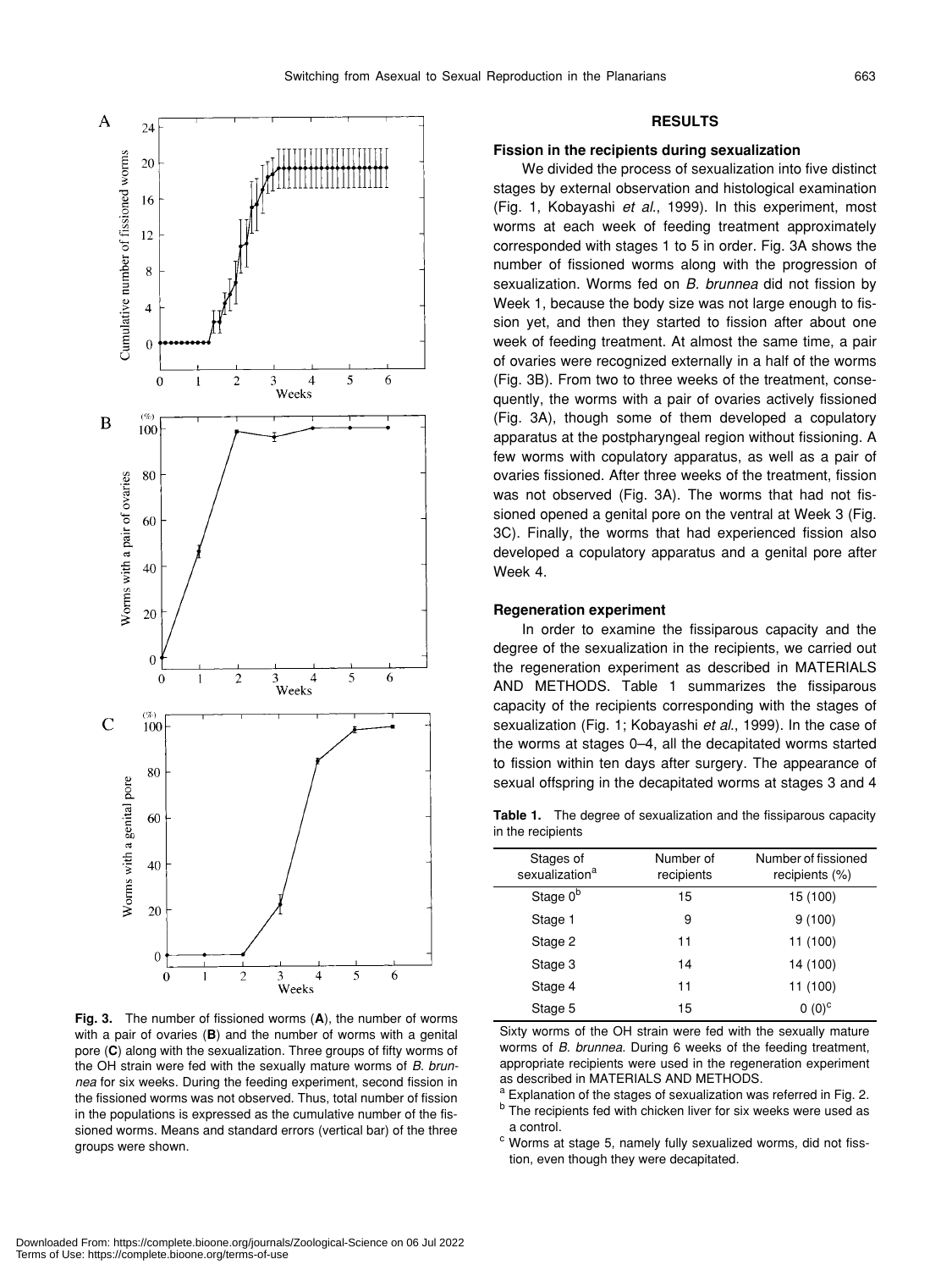Fig. 3. The number of fissioned worms (**A**), the number of worms with a pair of ovaries (**B**) and the number of worms with a genital pore (**C**) along with the sexualization. Three groups of fifty worms of the OH strain were fed with the sexually mature worms of *B. brunnea* for six weeks. During the feeding experiment, second fission in the fissioned worms was not observed. Thus, total number of fission in the populations is expressed as the cumulative number of the fissioned worms. Means and standard errors (vertical bar) of the three groups were shown.

## RESULTS

### Fission in the recipients during sexualization

We divided the process of sexualization into five distinct stages by external observation and histological examination (Fig. 1, Kobayashi *et al*., 1999). In this experiment, most worms at each week of feeding treatment approximately corresponded with stages 1 to 5 in order. Fig. 3A shows the number of fissioned worms along with the progression of sexualization. Worms fed on *B. brunnea* did not fission by Week 1, because the body size was not large enough to fission yet, and then they started to fission after about one week of feeding treatment. At almost the same time, a pair of ovaries were recognized externally in a half of the worms (Fig. 3B). From two to three weeks of the treatment, consequently, the worms with a pair of ovaries actively fissioned (Fig. 3A), though some of them developed a copulatory apparatus at the postpharyngeal region without fissioning. A few worms with copulatory apparatus, as well as a pair of ovaries fissioned. After three weeks of the treatment, fission was not observed (Fig. 3A). The worms that had not fissioned opened a genital pore on the ventral at Week 3 (Fig. 3C). Finally, the worms that had experienced fission also developed a copulatory apparatus and a genital pore after Week 4.

### Regeneration experiment

In order to examine the fissiparous capacity and the degree of the sexualization in the recipients, we carried out the regeneration experiment as described in MATERIALS AND METHODS. Table 1 summarizes the fissiparous capacity of the recipients corresponding with the stages of sexualization (Fig. 1; Kobayashi *et al*., 1999). In the case of the worms at stages 0–4, all the decapitated worms started to fission within ten days after surgery. The appearance of sexual offspring in the decapitated worms at stages 3 and 4

**Table 1.** The degree of sexualization and the fissiparous capacity in the recipients

| Stages of sexualization[a] | Number of recipients | Number of fissioned recipients (%) |
|---|---|---|
| Stage 0[b] | 15 | 15 (100) |
| Stage 1 | 9 | 9 (100) |
| Stage 2 | 11 | 11 (100) |
| Stage 3 | 14 | 14 (100) |
| Stage 4 | 11 | 11 (100) |
| Stage 5 | 15 | 0 (0)[c] |

Sixty worms of the OH strain were fed with the sexually mature worms of *B. brunnea*. During 6 weeks of the feeding treatment, appropriate recipients were used in the regeneration experiment as described in MATERIALS AND METHODS.

[a] Explanation of the stages of sexualization was referred in Fig. 2.

[b] The recipients fed with chicken liver for six weeks were used as a control.

[c] Worms at stage 5, namely fully sexualized worms, did not fission, even though they were decapitated.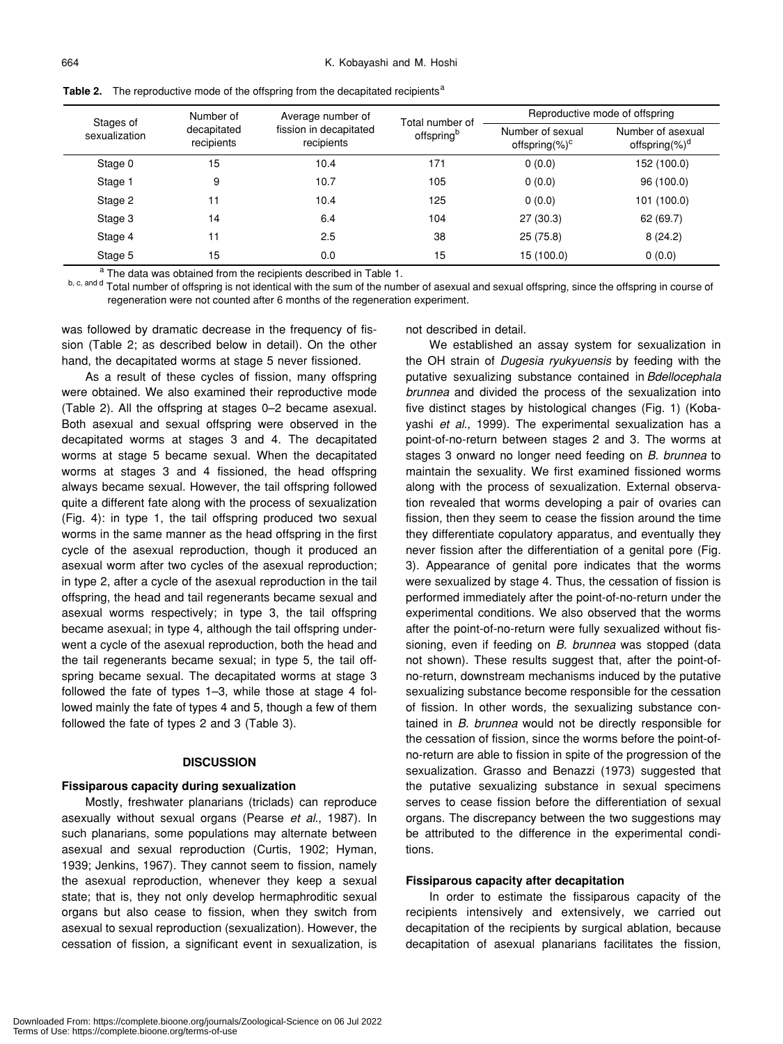**Table 2.** The reproductive mode of the offspring from the decapitated recipients[a]

| Stages of sexualization | Number of decapitated recipients | Average number of fission in decapitated recipients | Total number of offspring[b] | Reproductive mode of offspring | |
|---|---|---|---|---|---|
| | | | | Number of sexual offspring(%)[c] | Number of asexual offspring(%)[d] |
| Stage 0 | 15 | 10.4 | 171 | 0 (0.0) | 152 (100.0) |
| Stage 1 | 9 | 10.7 | 105 | 0 (0.0) | 96 (100.0) |
| Stage 2 | 11 | 10.4 | 125 | 0 (0.0) | 101 (100.0) |
| Stage 3 | 14 | 6.4 | 104 | 27 (30.3) | 62 (69.7) |
| Stage 4 | 11 | 2.5 | 38 | 25 (75.8) | 8 (24.2) |
| Stage 5 | 15 | 0.0 | 15 | 15 (100.0) | 0 (0.0) |

[a] The data was obtained from the recipients described in Table 1.

[b, c, and d] Total number of offspring is not identical with the sum of the number of asexual and sexual offspring, since the offspring in course of regeneration were not counted after 6 months of the regeneration experiment.

was followed by dramatic decrease in the frequency of fission (Table 2; as described below in detail). On the other hand, the decapitated worms at stage 5 never fissioned.

As a result of these cycles of fission, many offspring were obtained. We also examined their reproductive mode (Table 2). All the offspring at stages 0–2 became asexual. Both asexual and sexual offspring were observed in the decapitated worms at stages 3 and 4. The decapitated worms at stage 5 became sexual. When the decapitated worms at stages 3 and 4 fissioned, the head offspring always became sexual. However, the tail offspring followed quite a different fate along with the process of sexualization (Fig. 4): in type 1, the tail offspring produced two sexual worms in the same manner as the head offspring in the first cycle of the asexual reproduction, though it produced an asexual worm after two cycles of the asexual reproduction; in type 2, after a cycle of the asexual reproduction in the tail offspring, the head and tail regenerants became sexual and asexual worms respectively; in type 3, the tail offspring became asexual; in type 4, although the tail offspring underwent a cycle of the asexual reproduction, both the head and the tail regenerants became sexual; in type 5, the tail offspring became sexual. The decapitated worms at stage 3 followed the fate of types 1–3, while those at stage 4 followed mainly the fate of types 4 and 5, though a few of them followed the fate of types 2 and 3 (Table 3).

## DISCUSSION

### Fissiparous capacity during sexualization

Mostly, freshwater planarians (triclads) can reproduce asexually without sexual organs (Pearse *et al*., 1987). In such planarians, some populations may alternate between asexual and sexual reproduction (Curtis, 1902; Hyman, 1939; Jenkins, 1967). They cannot seem to fission, namely the asexual reproduction, whenever they keep a sexual state; that is, they not only develop hermaphroditic sexual organs but also cease to fission, when they switch from asexual to sexual reproduction (sexualization). However, the cessation of fission, a significant event in sexualization, is not described in detail.

We established an assay system for sexualization in the OH strain of *Dugesia ryukyuensis* by feeding with the putative sexualizing substance contained in *Bdellocephala brunnea* and divided the process of the sexualization into five distinct stages by histological changes (Fig. 1) (Kobayashi *et al*., 1999). The experimental sexualization has a point-of-no-return between stages 2 and 3. The worms at stages 3 onward no longer need feeding on *B. brunnea* to maintain the sexuality. We first examined fissioned worms along with the process of sexualization. External observation revealed that worms developing a pair of ovaries can fission, then they seem to cease the fission around the time they differentiate copulatory apparatus, and eventually they never fission after the differentiation of a genital pore (Fig. 3). Appearance of genital pore indicates that the worms were sexualized by stage 4. Thus, the cessation of fission is performed immediately after the point-of-no-return under the experimental conditions. We also observed that the worms after the point-of-no-return were fully sexualized without fissioning, even if feeding on *B. brunnea* was stopped (data not shown). These results suggest that, after the point-of-no-return, downstream mechanisms induced by the putative sexualizing substance become responsible for the cessation of fission. In other words, the sexualizing substance contained in *B. brunnea* would not be directly responsible for the cessation of fission, since the worms before the point-of-no-return are able to fission in spite of the progression of the sexualization. Grasso and Benazzi (1973) suggested that the putative sexualizing substance in sexual specimens serves to cease fission before the differentiation of sexual organs. The discrepancy between the two suggestions may be attributed to the difference in the experimental conditions.

### Fissiparous capacity after decapitation

In order to estimate the fissiparous capacity of the recipients intensively and extensively, we carried out decapitation of the recipients by surgical ablation, because decapitation of asexual planarians facilitates the fission,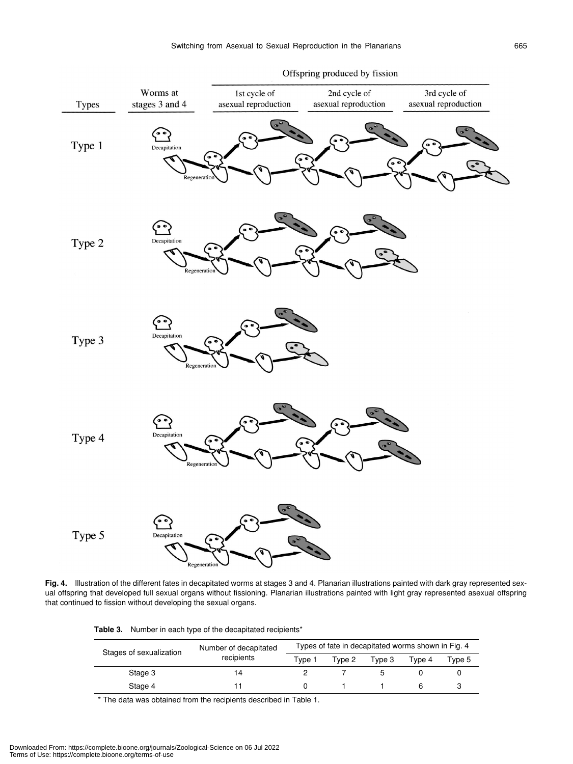**Fig. 4.** Illustration of the different fates in decapitated worms at stages 3 and 4. Planarian illustrations painted with dark gray represented sexual offspring that developed full sexual organs without fissioning. Planarian illustrations painted with light gray represented asexual offspring that continued to fission without developing the sexual organs.

**Table 3.** Number in each type of the decapitated recipients*

| Stages of sexualization | Number of decapitated recipients | Types of fate in decapitated worms shown in Fig. 4 | | | | |
|---|---|---|---|---|---|---|
| | | Type 1 | Type 2 | Type 3 | Type 4 | Type 5 |
| Stage 3 | 14 | 2 | 7 | 5 | 0 | 0 |
| Stage 4 | 11 | 0 | 1 | 1 | 6 | 3 |

\* The data was obtained from the recipients described in Table 1.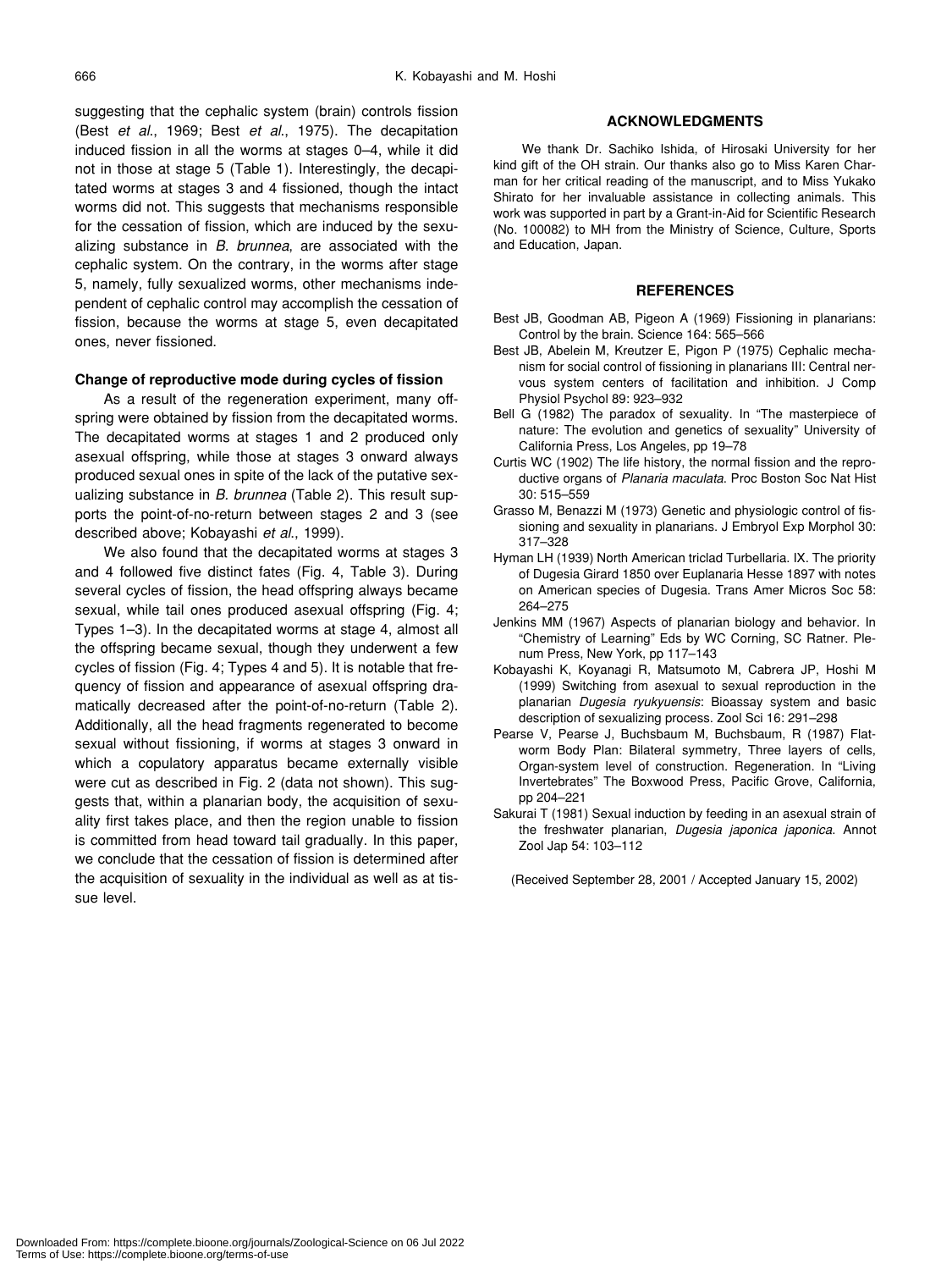suggesting that the cephalic system (brain) controls fission (Best *et al*., 1969; Best *et al*., 1975). The decapitation induced fission in all the worms at stages 0–4, while it did not in those at stage 5 (Table 1). Interestingly, the decapitated worms at stages 3 and 4 fissioned, though the intact worms did not. This suggests that mechanisms responsible for the cessation of fission, which are induced by the sexualizing substance in *B. brunnea*, are associated with the cephalic system. On the contrary, in the worms after stage 5, namely, fully sexualized worms, other mechanisms independent of cephalic control may accomplish the cessation of fission, because the worms at stage 5, even decapitated ones, never fissioned.

### Change of reproductive mode during cycles of fission

As a result of the regeneration experiment, many offspring were obtained by fission from the decapitated worms. The decapitated worms at stages 1 and 2 produced only asexual offspring, while those at stages 3 onward always produced sexual ones in spite of the lack of the putative sexualizing substance in *B. brunnea* (Table 2). This result supports the point-of-no-return between stages 2 and 3 (see described above; Kobayashi *et al*., 1999).

We also found that the decapitated worms at stages 3 and 4 followed five distinct fates (Fig. 4, Table 3). During several cycles of fission, the head offspring always became sexual, while tail ones produced asexual offspring (Fig. 4; Types 1–3). In the decapitated worms at stage 4, almost all the offspring became sexual, though they underwent a few cycles of fission (Fig. 4; Types 4 and 5). It is notable that frequency of fission and appearance of asexual offspring dramatically decreased after the point-of-no-return (Table 2). Additionally, all the head fragments regenerated to become sexual without fissioning, if worms at stages 3 onward in which a copulatory apparatus became externally visible were cut as described in Fig. 2 (data not shown). This suggests that, within a planarian body, the acquisition of sexuality first takes place, and then the region unable to fission is committed from head toward tail gradually. In this paper, we conclude that the cessation of fission is determined after the acquisition of sexuality in the individual as well as at tissue level.

## ACKNOWLEDGMENTS

We thank Dr. Sachiko Ishida, of Hirosaki University for her kind gift of the OH strain. Our thanks also go to Miss Karen Charman for her critical reading of the manuscript, and to Miss Yukako Shirato for her invaluable assistance in collecting animals. This work was supported in part by a Grant-in-Aid for Scientific Research (No. 100082) to MH from the Ministry of Science, Culture, Sports and Education, Japan.

## REFERENCES

Best JB, Goodman AB, Pigeon A (1969) Fissioning in planarians: Control by the brain. Science 164: 565–566

Best JB, Abelein M, Kreutzer E, Pigon P (1975) Cephalic mechanism for social control of fissioning in planarians III: Central nervous system centers of facilitation and inhibition. J Comp Physiol Psychol 89: 923–932

Bell G (1982) The paradox of sexuality. In "The masterpiece of nature: The evolution and genetics of sexuality" University of California Press, Los Angeles, pp 19–78

Curtis WC (1902) The life history, the normal fission and the reproductive organs of *Planaria maculata*. Proc Boston Soc Nat Hist 30: 515–559

Grasso M, Benazzi M (1973) Genetic and physiologic control of fissioning and sexuality in planarians. J Embryol Exp Morphol 30: 317–328

Hyman LH (1939) North American triclad Turbellaria. IX. The priority of Dugesia Girard 1850 over Euplanaria Hesse 1897 with notes on American species of Dugesia. Trans Amer Micros Soc 58: 264–275

Jenkins MM (1967) Aspects of planarian biology and behavior. In "Chemistry of Learning" Eds by WC Corning, SC Ratner. Plenum Press, New York, pp 117–143

Kobayashi K, Koyanagi R, Matsumoto M, Cabrera JP, Hoshi M (1999) Switching from asexual to sexual reproduction in the planarian *Dugesia ryukyuensis*: Bioassay system and basic description of sexualizing process. Zool Sci 16: 291–298

Pearse V, Pearse J, Buchsbaum M, Buchsbaum, R (1987) Flatworm Body Plan: Bilateral symmetry, Three layers of cells, Organ-system level of construction. Regeneration. In "Living Invertebrates" The Boxwood Press, Pacific Grove, California, pp 204–221

Sakurai T (1981) Sexual induction by feeding in an asexual strain of the freshwater planarian, *Dugesia japonica japonica*. Annot Zool Jap 54: 103–112

(Received September 28, 2001 / Accepted January 15, 2002)